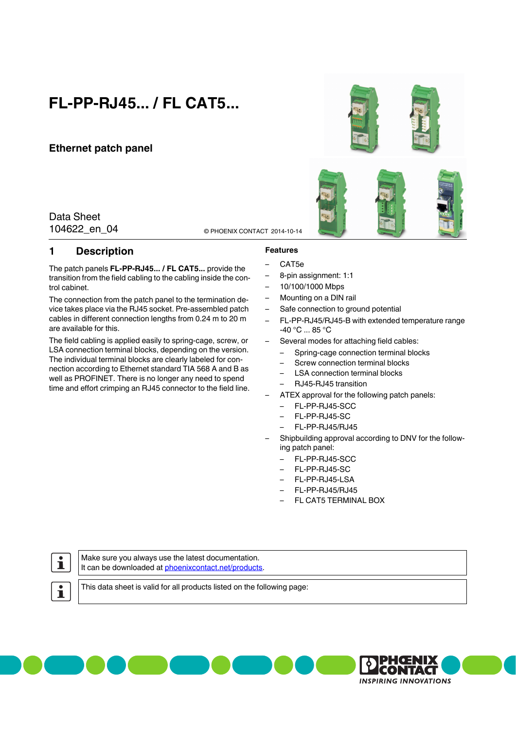# FL-PP-RJ45... / FL CAT5...

## Ethernet patch panel

Data Sheet
104622_en_04

© PHOENIX CONTACT 2014-10-14

## 1 Description

The patch panels **FL-PP-RJ45... / FL CAT5...** provide the transition from the field cabling to the cabling inside the control cabinet.

The connection from the patch panel to the termination device takes place via the RJ45 socket. Pre-assembled patch cables in different connection lengths from 0.24 m to 20 m are available for this.

The field cabling is applied easily to spring-cage, screw, or LSA connection terminal blocks, depending on the version. The individual terminal blocks are clearly labeled for connection according to Ethernet standard TIA 568 A and B as well as PROFINET. There is no longer any need to spend time and effort crimping an RJ45 connector to the field line.

**Features**

- CAT5e
- 8-pin assignment: 1:1
- 10/100/1000 Mbps
- Mounting on a DIN rail
- Safe connection to ground potential
- FL-PP-RJ45/RJ45-B with extended temperature range -40 °C ... 85 °C
- Several modes for attaching field cables:
  - Spring-cage connection terminal blocks
  - Screw connection terminal blocks
  - LSA connection terminal blocks
  - RJ45-RJ45 transition
- ATEX approval for the following patch panels:
  - FL-PP-RJ45-SCC
  - FL-PP-RJ45-SC
  - FL-PP-RJ45/RJ45
- Shipbuilding approval according to DNV for the following patch panel:
  - FL-PP-RJ45-SCC
  - FL-PP-RJ45-SC
  - FL-PP-RJ45-LSA
  - FL-PP-RJ45/RJ45
  - FL CAT5 TERMINAL BOX

> Make sure you always use the latest documentation.
> It can be downloaded at phoenixcontact.net/products.

> This data sheet is valid for all products listed on the following page: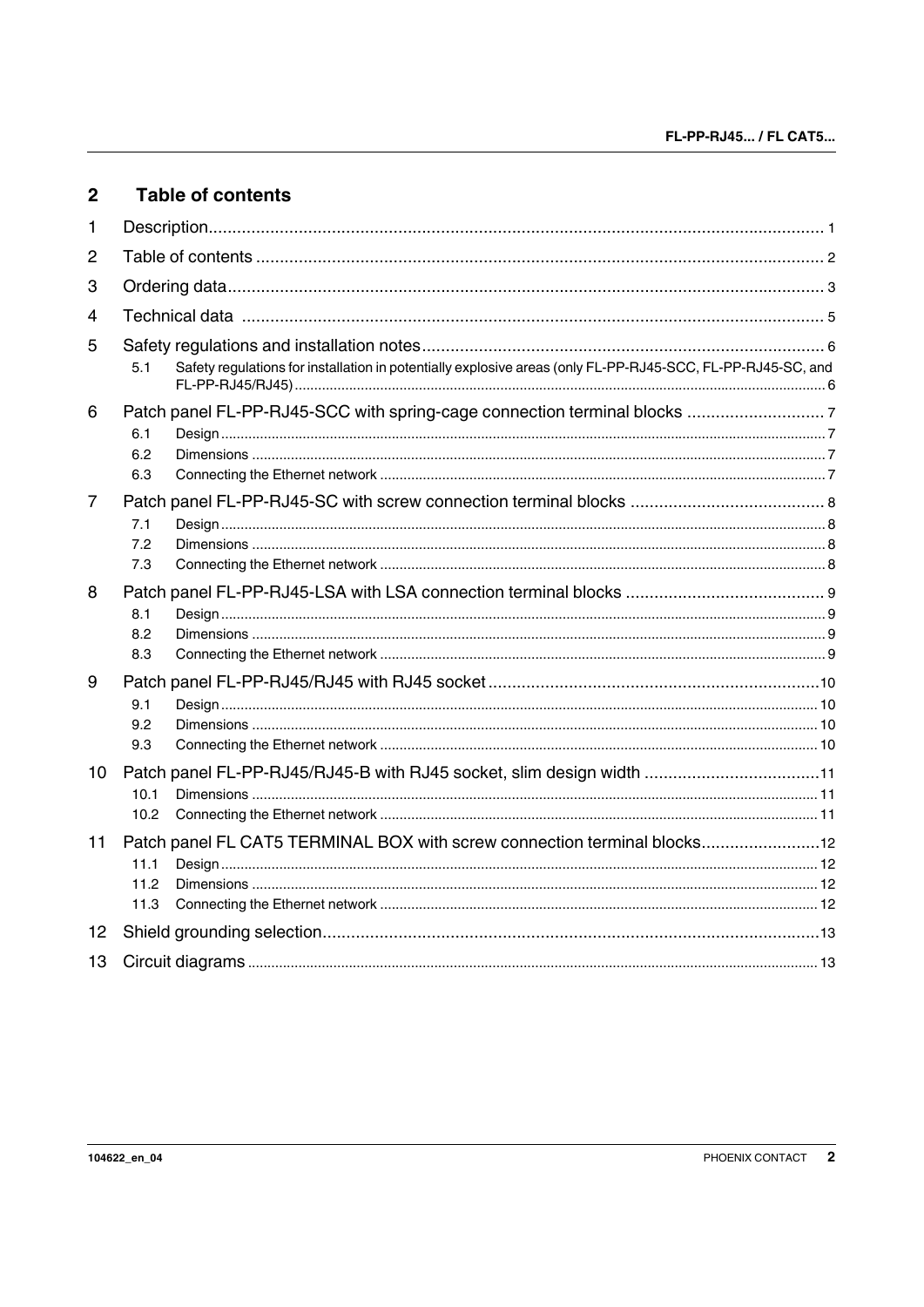## 2 Table of contents

1 Description ... 1

2 Table of contents ... 2

3 Ordering data ... 3

4 Technical data ... 5

5 Safety regulations and installation notes ... 6

- 5.1 Safety regulations for installation in potentially explosive areas (only FL-PP-RJ45-SCC, FL-PP-RJ45-SC, and FL-PP-RJ45/RJ45) ... 6

6 Patch panel FL-PP-RJ45-SCC with spring-cage connection terminal blocks ... 7

- 6.1 Design ... 7
- 6.2 Dimensions ... 7
- 6.3 Connecting the Ethernet network ... 7

7 Patch panel FL-PP-RJ45-SC with screw connection terminal blocks ... 8

- 7.1 Design ... 8
- 7.2 Dimensions ... 8
- 7.3 Connecting the Ethernet network ... 8

8 Patch panel FL-PP-RJ45-LSA with LSA connection terminal blocks ... 9

- 8.1 Design ... 9
- 8.2 Dimensions ... 9
- 8.3 Connecting the Ethernet network ... 9

9 Patch panel FL-PP-RJ45/RJ45 with RJ45 socket ... 10

- 9.1 Design ... 10
- 9.2 Dimensions ... 10
- 9.3 Connecting the Ethernet network ... 10

10 Patch panel FL-PP-RJ45/RJ45-B with RJ45 socket, slim design width ... 11

- 10.1 Dimensions ... 11
- 10.2 Connecting the Ethernet network ... 11

11 Patch panel FL CAT5 TERMINAL BOX with screw connection terminal blocks ... 12

- 11.1 Design ... 12
- 11.2 Dimensions ... 12
- 11.3 Connecting the Ethernet network ... 12

12 Shield grounding selection ... 13

13 Circuit diagrams ... 13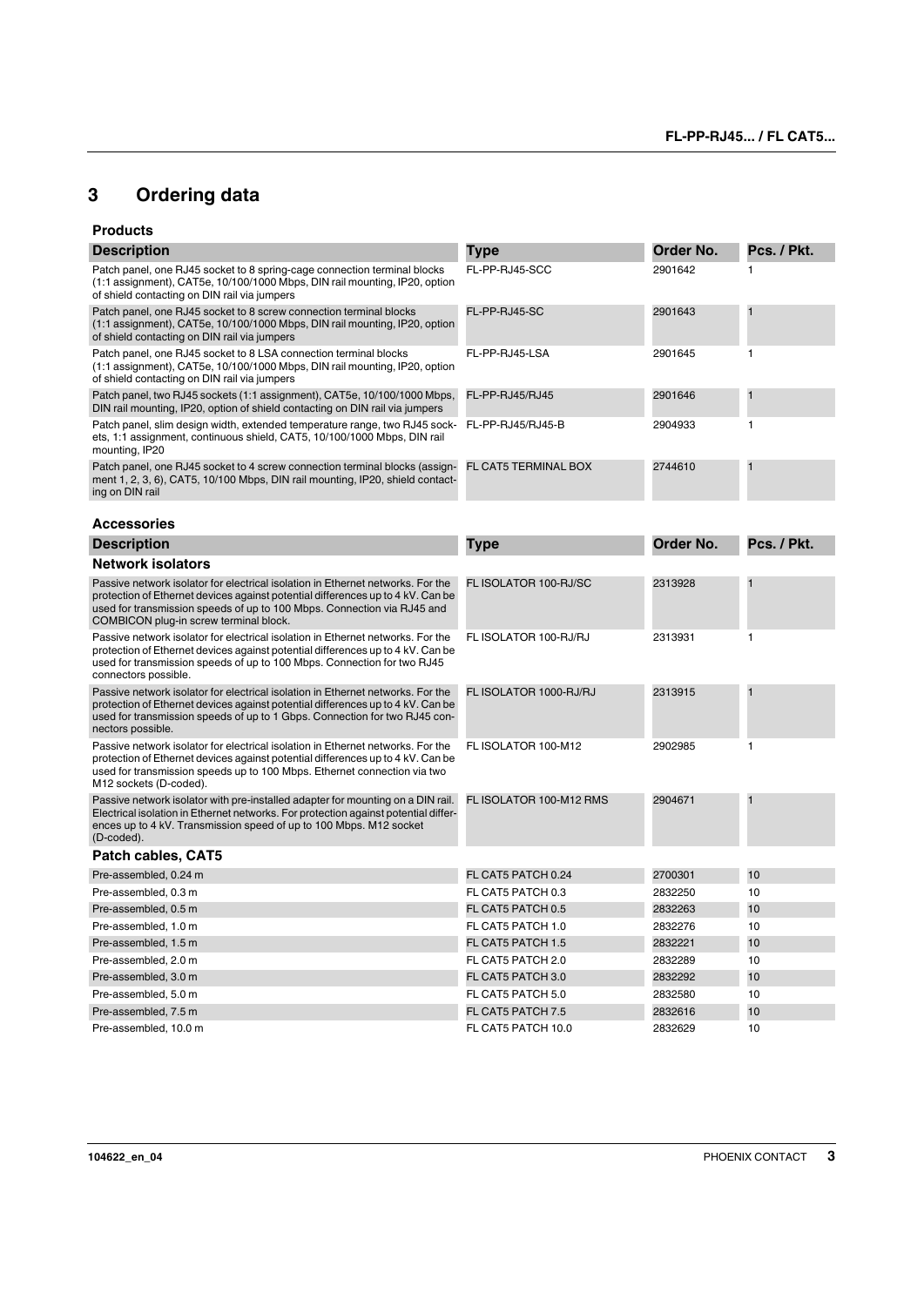## 3 Ordering data

### Products

| Description | Type | Order No. | Pcs. / Pkt. |
|---|---|---|---|
| Patch panel, one RJ45 socket to 8 spring-cage connection terminal blocks (1:1 assignment), CAT5e, 10/100/1000 Mbps, DIN rail mounting, IP20, option of shield contacting on DIN rail via jumpers | FL-PP-RJ45-SCC | 2901642 | 1 |
| Patch panel, one RJ45 socket to 8 screw connection terminal blocks (1:1 assignment), CAT5e, 10/100/1000 Mbps, DIN rail mounting, IP20, option of shield contacting on DIN rail via jumpers | FL-PP-RJ45-SC | 2901643 | 1 |
| Patch panel, one RJ45 socket to 8 LSA connection terminal blocks (1:1 assignment), CAT5e, 10/100/1000 Mbps, DIN rail mounting, IP20, option of shield contacting on DIN rail via jumpers | FL-PP-RJ45-LSA | 2901645 | 1 |
| Patch panel, two RJ45 sockets (1:1 assignment), CAT5e, 10/100/1000 Mbps, DIN rail mounting, IP20, option of shield contacting on DIN rail via jumpers | FL-PP-RJ45/RJ45 | 2901646 | 1 |
| Patch panel, slim design width, extended temperature range, two RJ45 sockets, 1:1 assignment, continuous shield, CAT5, 10/100/1000 Mbps, DIN rail mounting, IP20 | FL-PP-RJ45/RJ45-B | 2904933 | 1 |
| Patch panel, one RJ45 socket to 4 screw connection terminal blocks (assignment 1, 2, 3, 6), CAT5, 10/100 Mbps, DIN rail mounting, IP20, shield contacting on DIN rail | FL CAT5 TERMINAL BOX | 2744610 | 1 |

### Accessories

| Description | Type | Order No. | Pcs. / Pkt. |
|---|---|---|---|
| **Network isolators** | | | |
| Passive network isolator for electrical isolation in Ethernet networks. For the protection of Ethernet devices against potential differences up to 4 kV. Can be used for transmission speeds of up to 100 Mbps. Connection via RJ45 and COMBICON plug-in screw terminal block. | FL ISOLATOR 100-RJ/SC | 2313928 | 1 |
| Passive network isolator for electrical isolation in Ethernet networks. For the protection of Ethernet devices against potential differences up to 4 kV. Can be used for transmission speeds of up to 100 Mbps. Connection for two RJ45 connectors possible. | FL ISOLATOR 100-RJ/RJ | 2313931 | 1 |
| Passive network isolator for electrical isolation in Ethernet networks. For the protection of Ethernet devices against potential differences up to 4 kV. Can be used for transmission speeds of up to 1 Gbps. Connection for two RJ45 connectors possible. | FL ISOLATOR 1000-RJ/RJ | 2313915 | 1 |
| Passive network isolator for electrical isolation in Ethernet networks. For the protection of Ethernet devices against potential differences up to 4 kV. Can be used for transmission speeds up to 100 Mbps. Ethernet connection via two M12 sockets (D-coded). | FL ISOLATOR 100-M12 | 2902985 | 1 |
| Passive network isolator with pre-installed adapter for mounting on a DIN rail. Electrical isolation in Ethernet networks. For protection against potential differences up to 4 kV. Transmission speed of up to 100 Mbps. M12 socket (D-coded). | FL ISOLATOR 100-M12 RMS | 2904671 | 1 |
| **Patch cables, CAT5** | | | |
| Pre-assembled, 0.24 m | FL CAT5 PATCH 0.24 | 2700301 | 10 |
| Pre-assembled, 0.3 m | FL CAT5 PATCH 0.3 | 2832250 | 10 |
| Pre-assembled, 0.5 m | FL CAT5 PATCH 0.5 | 2832263 | 10 |
| Pre-assembled, 1.0 m | FL CAT5 PATCH 1.0 | 2832276 | 10 |
| Pre-assembled, 1.5 m | FL CAT5 PATCH 1.5 | 2832221 | 10 |
| Pre-assembled, 2.0 m | FL CAT5 PATCH 2.0 | 2832289 | 10 |
| Pre-assembled, 3.0 m | FL CAT5 PATCH 3.0 | 2832292 | 10 |
| Pre-assembled, 5.0 m | FL CAT5 PATCH 5.0 | 2832580 | 10 |
| Pre-assembled, 7.5 m | FL CAT5 PATCH 7.5 | 2832616 | 10 |
| Pre-assembled, 10.0 m | FL CAT5 PATCH 10.0 | 2832629 | 10 |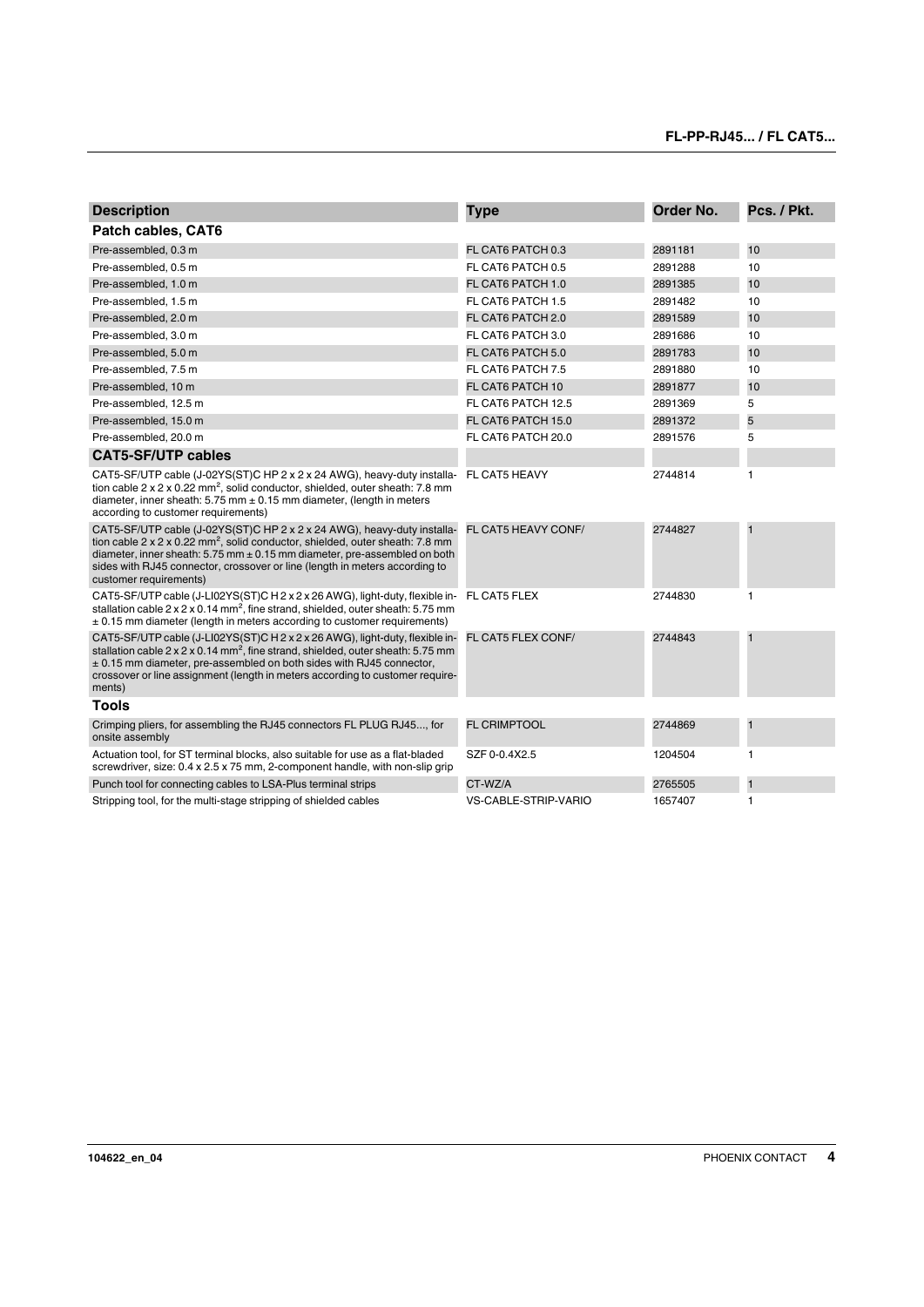| Description | Type | Order No. | Pcs. / Pkt. |
|---|---|---|---|
| **Patch cables, CAT6** | | | |
| Pre-assembled, 0.3 m | FL CAT6 PATCH 0.3 | 2891181 | 10 |
| Pre-assembled, 0.5 m | FL CAT6 PATCH 0.5 | 2891288 | 10 |
| Pre-assembled, 1.0 m | FL CAT6 PATCH 1.0 | 2891385 | 10 |
| Pre-assembled, 1.5 m | FL CAT6 PATCH 1.5 | 2891482 | 10 |
| Pre-assembled, 2.0 m | FL CAT6 PATCH 2.0 | 2891589 | 10 |
| Pre-assembled, 3.0 m | FL CAT6 PATCH 3.0 | 2891686 | 10 |
| Pre-assembled, 5.0 m | FL CAT6 PATCH 5.0 | 2891783 | 10 |
| Pre-assembled, 7.5 m | FL CAT6 PATCH 7.5 | 2891880 | 10 |
| Pre-assembled, 10 m | FL CAT6 PATCH 10 | 2891877 | 10 |
| Pre-assembled, 12.5 m | FL CAT6 PATCH 12.5 | 2891369 | 5 |
| Pre-assembled, 15.0 m | FL CAT6 PATCH 15.0 | 2891372 | 5 |
| Pre-assembled, 20.0 m | FL CAT6 PATCH 20.0 | 2891576 | 5 |
| **CAT5-SF/UTP cables** | | | |
| CAT5-SF/UTP cable (J-02YS(ST)C HP 2 x 2 x 24 AWG), heavy-duty installation cable 2 x 2 x 0.22 mm², solid conductor, shielded, outer sheath: 7.8 mm diameter, inner sheath: 5.75 mm ± 0.15 mm diameter, (length in meters according to customer requirements) | FL CAT5 HEAVY | 2744814 | 1 |
| CAT5-SF/UTP cable (J-02YS(ST)C HP 2 x 2 x 24 AWG), heavy-duty installation cable 2 x 2 x 0.22 mm², solid conductor, shielded, outer sheath: 7.8 mm diameter, inner sheath: 5.75 mm ± 0.15 mm diameter, pre-assembled on both sides with RJ45 connector, crossover or line (length in meters according to customer requirements) | FL CAT5 HEAVY CONF/ | 2744827 | 1 |
| CAT5-SF/UTP cable (J-LI02YS(ST)C H 2 x 2 x 26 AWG), light-duty, flexible installation cable 2 x 2 x 0.14 mm², fine strand, shielded, outer sheath: 5.75 mm ± 0.15 mm diameter (length in meters according to customer requirements) | FL CAT5 FLEX | 2744830 | 1 |
| CAT5-SF/UTP cable (J-LI02YS(ST)C H 2 x 2 x 26 AWG), light-duty, flexible installation cable 2 x 2 x 0.14 mm², fine strand, shielded, outer sheath: 5.75 mm ± 0.15 mm diameter, pre-assembled on both sides with RJ45 connector, crossover or line assignment (length in meters according to customer requirements) | FL CAT5 FLEX CONF/ | 2744843 | 1 |
| **Tools** | | | |
| Crimping pliers, for assembling the RJ45 connectors FL PLUG RJ45..., for onsite assembly | FL CRIMPTOOL | 2744869 | 1 |
| Actuation tool, for ST terminal blocks, also suitable for use as a flat-bladed screwdriver, size: 0.4 x 2.5 x 75 mm, 2-component handle, with non-slip grip | SZF 0-0.4X2.5 | 1204504 | 1 |
| Punch tool for connecting cables to LSA-Plus terminal strips | CT-WZ/A | 2765505 | 1 |
| Stripping tool, for the multi-stage stripping of shielded cables | VS-CABLE-STRIP-VARIO | 1657407 | 1 |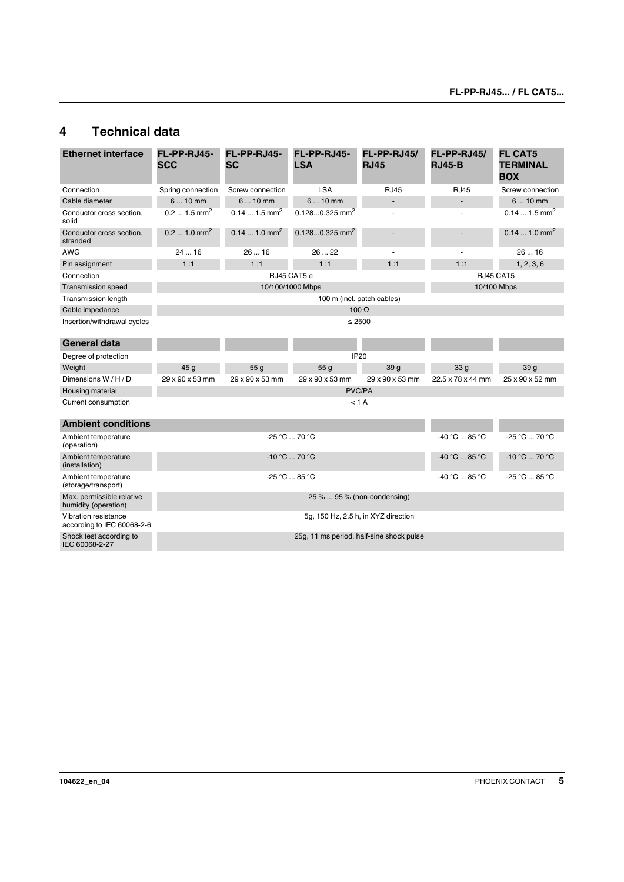# 4 Technical data

| Ethernet interface | FL-PP-RJ45-SCC | FL-PP-RJ45-SC | FL-PP-RJ45-LSA | FL-PP-RJ45/RJ45 | FL-PP-RJ45/RJ45-B | FL CAT5 TERMINAL BOX |
|---|---|---|---|---|---|---|
| Connection | Spring connection | Screw connection | LSA | RJ45 | RJ45 | Screw connection |
| Cable diameter | 6 ... 10 mm | 6 ... 10 mm | 6 ... 10 mm | - | - | 6 ... 10 mm |
| Conductor cross section, solid | 0.2 ... 1.5 mm$^2$ | 0.14 ... 1.5 mm$^2$ | 0.128...0.325 mm$^2$ | - | - | 0.14 ... 1.5 mm$^2$ |
| Conductor cross section, stranded | 0.2 ... 1.0 mm$^2$ | 0.14 ... 1.0 mm$^2$ | 0.128...0.325 mm$^2$ | - | - | 0.14 ... 1.0 mm$^2$ |
| AWG | 24 ... 16 | 26 ... 16 | 26 ... 22 | - | - | 26 ... 16 |
| Pin assignment | 1 :1 | 1 :1 | 1 :1 | 1 :1 | 1 :1 | 1, 2, 3, 6 |
| Connection | RJ45 CAT5 e | | | | RJ45 CAT5 | |
| Transmission speed | 10/100/1000 Mbps | | | | 10/100 Mbps | |
| Transmission length | 100 m (incl. patch cables) | | | | | |
| Cable impedance | 100 Ω | | | | | |
| Insertion/withdrawal cycles | ≤ 2500 | | | | | |

| General data | | | | | | |
|---|---|---|---|---|---|---|
| Degree of protection | IP20 | | | | | |
| Weight | 45 g | 55 g | 55 g | 39 g | 33 g | 39 g |
| Dimensions W / H / D | 29 x 90 x 53 mm | 29 x 90 x 53 mm | 29 x 90 x 53 mm | 29 x 90 x 53 mm | 22.5 x 78 x 44 mm | 25 x 90 x 52 mm |
| Housing material | PVC/PA | | | | | |
| Current consumption | < 1 A | | | | | |

| Ambient conditions | | | |
|---|---|---|---|
| Ambient temperature (operation) | -25 °C ... 70 °C | -40 °C ... 85 °C | -25 °C ... 70 °C |
| Ambient temperature (installation) | -10 °C ... 70 °C | -40 °C ... 85 °C | -10 °C ... 70 °C |
| Ambient temperature (storage/transport) | -25 °C ... 85 °C | -40 °C ... 85 °C | -25 °C ... 85 °C |
| Max. permissible relative humidity (operation) | 25 % ... 95 % (non-condensing) | | |
| Vibration resistance according to IEC 60068-2-6 | 5g, 150 Hz, 2.5 h, in XYZ direction | | |
| Shock test according to IEC 60068-2-27 | 25g, 11 ms period, half-sine shock pulse | | |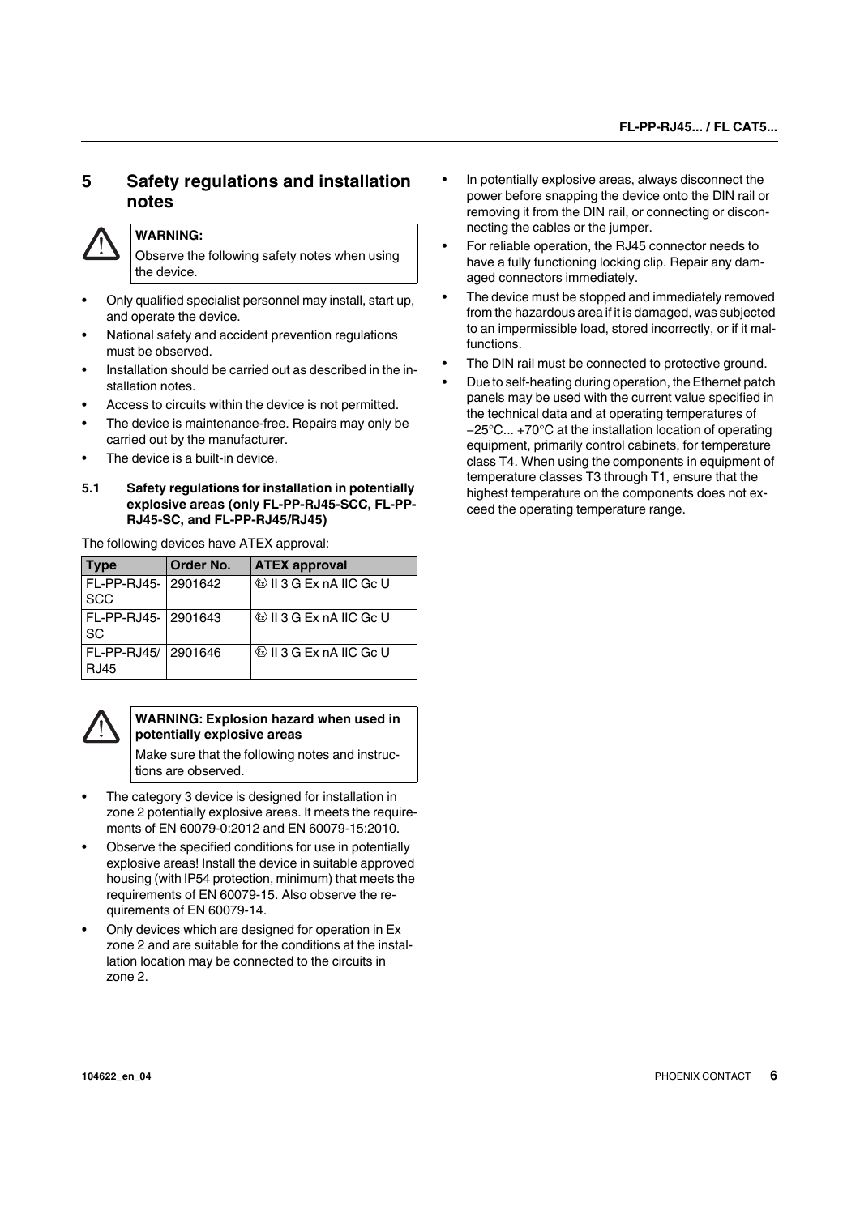## 5 Safety regulations and installation notes

> **WARNING:**
> Observe the following safety notes when using the device.

- Only qualified specialist personnel may install, start up, and operate the device.
- National safety and accident prevention regulations must be observed.
- Installation should be carried out as described in the installation notes.
- Access to circuits within the device is not permitted.
- The device is maintenance-free. Repairs may only be carried out by the manufacturer.
- The device is a built-in device.

### 5.1 Safety regulations for installation in potentially explosive areas (only FL-PP-RJ45-SCC, FL-PP-RJ45-SC, and FL-PP-RJ45/RJ45)

The following devices have ATEX approval:

| Type | Order No. | ATEX approval |
|---|---|---|
| FL-PP-RJ45-SCC | 2901642 | Ⓔx II 3 G Ex nA IIC Gc U |
| FL-PP-RJ45-SC | 2901643 | Ⓔx II 3 G Ex nA IIC Gc U |
| FL-PP-RJ45/RJ45 | 2901646 | Ⓔx II 3 G Ex nA IIC Gc U |

> **WARNING: Explosion hazard when used in potentially explosive areas**
> Make sure that the following notes and instructions are observed.

- The category 3 device is designed for installation in zone 2 potentially explosive areas. It meets the requirements of EN 60079-0:2012 and EN 60079-15:2010.
- Observe the specified conditions for use in potentially explosive areas! Install the device in suitable approved housing (with IP54 protection, minimum) that meets the requirements of EN 60079-15. Also observe the requirements of EN 60079-14.
- Only devices which are designed for operation in Ex zone 2 and are suitable for the conditions at the installation location may be connected to the circuits in zone 2.
- In potentially explosive areas, always disconnect the power before snapping the device onto the DIN rail or removing it from the DIN rail, or connecting or disconnecting the cables or the jumper.
- For reliable operation, the RJ45 connector needs to have a fully functioning locking clip. Repair any damaged connectors immediately.
- The device must be stopped and immediately removed from the hazardous area if it is damaged, was subjected to an impermissible load, stored incorrectly, or if it malfunctions.
- The DIN rail must be connected to protective ground.
- Due to self-heating during operation, the Ethernet patch panels may be used with the current value specified in the technical data and at operating temperatures of −25°C... +70°C at the installation location of operating equipment, primarily control cabinets, for temperature class T4. When using the components in equipment of temperature classes T3 through T1, ensure that the highest temperature on the components does not exceed the operating temperature range.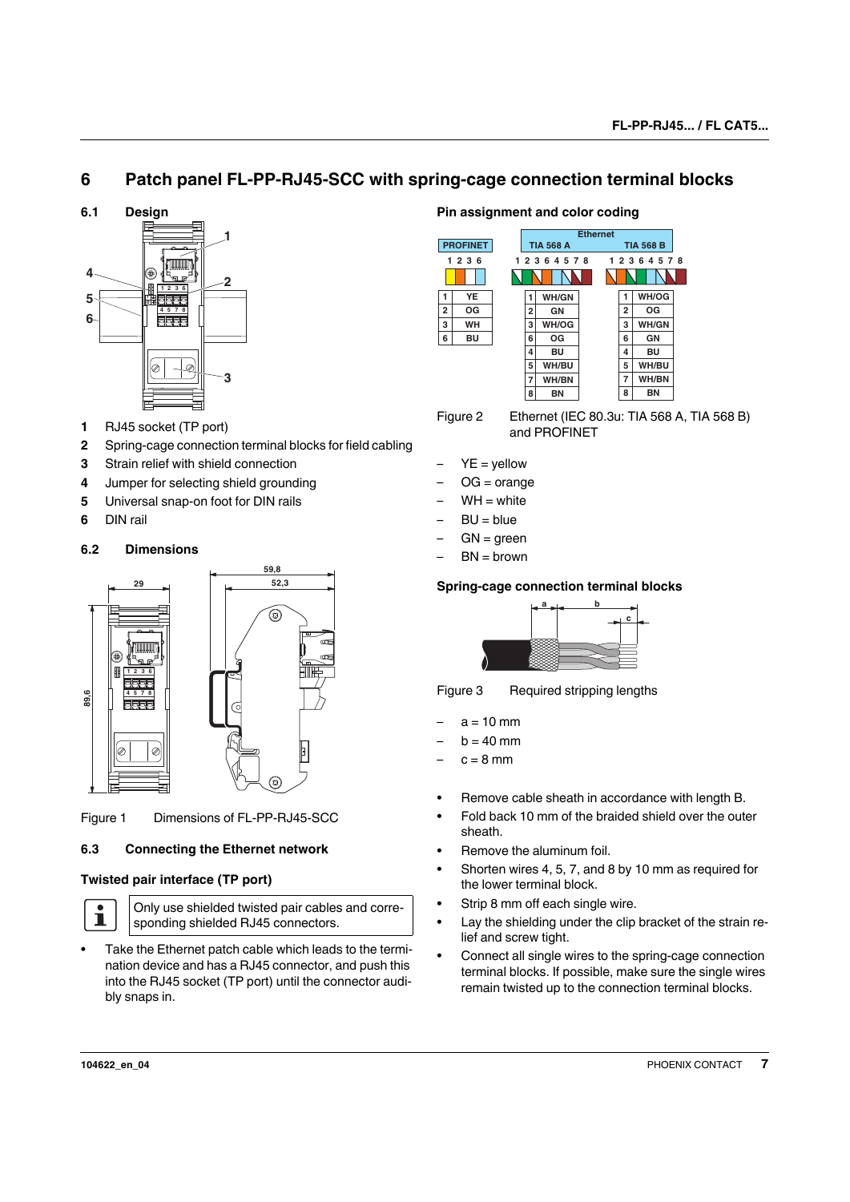# 6 Patch panel FL-PP-RJ45-SCC with spring-cage connection terminal blocks

## 6.1 Design

1. RJ45 socket (TP port)
2. Spring-cage connection terminal blocks for field cabling
3. Strain relief with shield connection
4. Jumper for selecting shield grounding
5. Universal snap-on foot for DIN rails
6. DIN rail

## 6.2 Dimensions

Figure 1 Dimensions of FL-PP-RJ45-SCC

## 6.3 Connecting the Ethernet network

### Twisted pair interface (TP port)

Only use shielded twisted pair cables and corresponding shielded RJ45 connectors.

- Take the Ethernet patch cable which leads to the termination device and has a RJ45 connector, and push this into the RJ45 socket (TP port) until the connector audibly snaps in.

### Pin assignment and color coding

| PROFINET | | | Ethernet TIA 568 A | | | TIA 568 B | |
|---|---|---|---|---|---|---|---|
| 1 | YE | | 1 | WH/GN | | 1 | WH/OG |
| 2 | OG | | 2 | GN | | 2 | OG |
| 3 | WH | | 3 | WH/OG | | 3 | WH/GN |
| 6 | BU | | 6 | OG | | 6 | GN |
| | | | 4 | BU | | 4 | BU |
| | | | 5 | WH/BU | | 5 | WH/BU |
| | | | 7 | WH/BN | | 7 | WH/BN |
| | | | 8 | BN | | 8 | BN |

Figure 2 Ethernet (IEC 80.3u: TIA 568 A, TIA 568 B) and PROFINET

- YE = yellow
- OG = orange
- WH = white
- BU = blue
- GN = green
- BN = brown

### Spring-cage connection terminal blocks

Figure 3 Required stripping lengths

- a = 10 mm
- b = 40 mm
- c = 8 mm

- Remove cable sheath in accordance with length B.
- Fold back 10 mm of the braided shield over the outer sheath.
- Remove the aluminum foil.
- Shorten wires 4, 5, 7, and 8 by 10 mm as required for the lower terminal block.
- Strip 8 mm off each single wire.
- Lay the shielding under the clip bracket of the strain relief and screw tight.
- Connect all single wires to the spring-cage connection terminal blocks. If possible, make sure the single wires remain twisted up to the connection terminal blocks.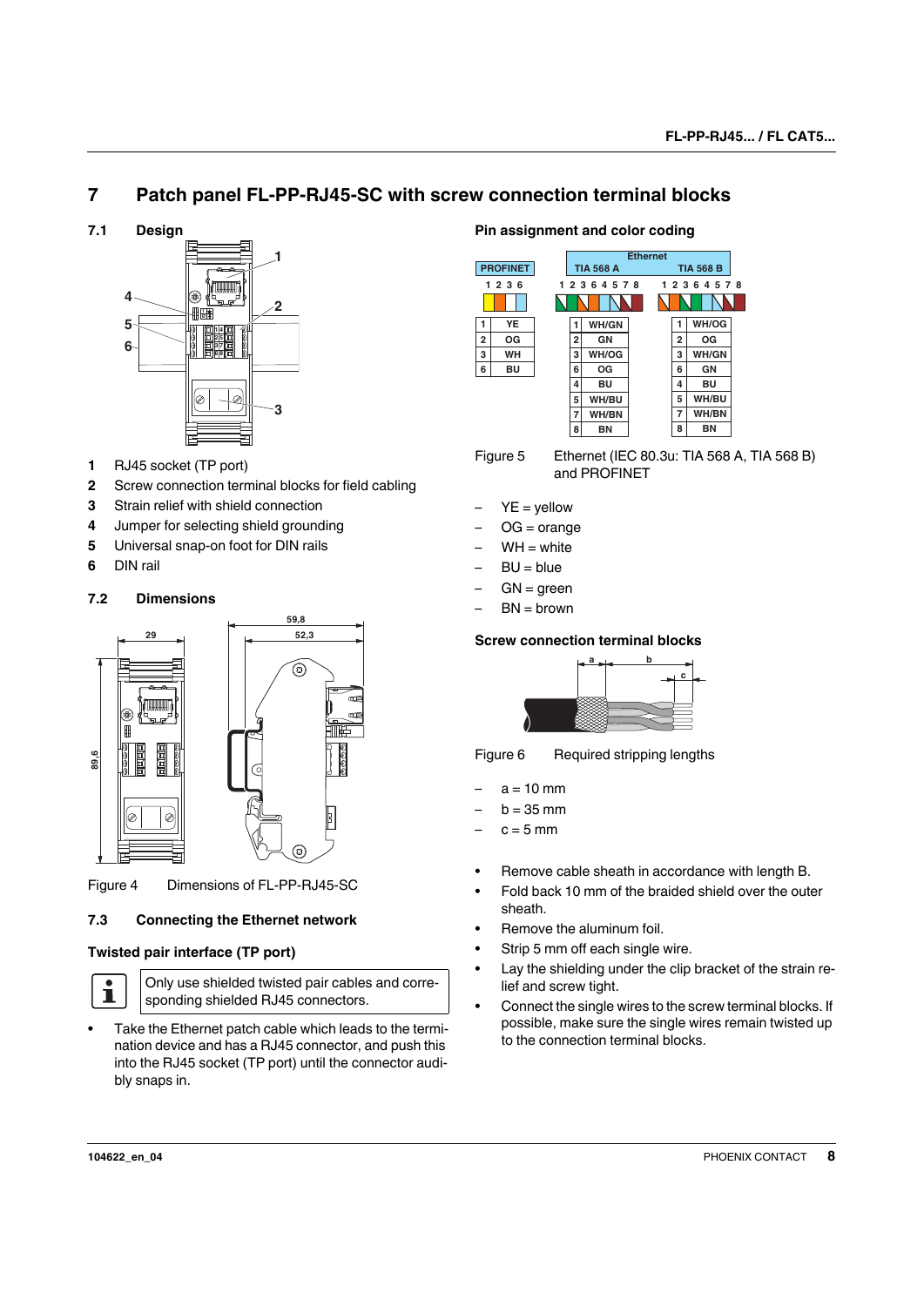# 7 Patch panel FL-PP-RJ45-SC with screw connection terminal blocks

## 7.1 Design

1. RJ45 socket (TP port)
2. Screw connection terminal blocks for field cabling
3. Strain relief with shield connection
4. Jumper for selecting shield grounding
5. Universal snap-on foot for DIN rails
6. DIN rail

## 7.2 Dimensions

Figure 4 Dimensions of FL-PP-RJ45-SC

## 7.3 Connecting the Ethernet network

### Twisted pair interface (TP port)

Only use shielded twisted pair cables and corresponding shielded RJ45 connectors.

- Take the Ethernet patch cable which leads to the termination device and has a RJ45 connector, and push this into the RJ45 socket (TP port) until the connector audibly snaps in.

### Pin assignment and color coding

**PROFINET**

| Pin | Color |
|---|---|
| 1 | YE |
| 2 | OG |
| 3 | WH |
| 6 | BU |

**Ethernet**

| TIA 568 A Pin | TIA 568 A Color | TIA 568 B Pin | TIA 568 B Color |
|---|---|---|---|
| 1 | WH/GN | 1 | WH/OG |
| 2 | GN | 2 | OG |
| 3 | WH/OG | 3 | WH/GN |
| 6 | OG | 6 | GN |
| 4 | BU | 4 | BU |
| 5 | WH/BU | 5 | WH/BU |
| 7 | WH/BN | 7 | WH/BN |
| 8 | BN | 8 | BN |

Figure 5 Ethernet (IEC 80.3u: TIA 568 A, TIA 568 B) and PROFINET

- YE = yellow
- OG = orange
- WH = white
- BU = blue
- GN = green
- BN = brown

### Screw connection terminal blocks

Figure 6 Required stripping lengths

- a = 10 mm
- b = 35 mm
- c = 5 mm

- Remove cable sheath in accordance with length B.
- Fold back 10 mm of the braided shield over the outer sheath.
- Remove the aluminum foil.
- Strip 5 mm off each single wire.
- Lay the shielding under the clip bracket of the strain relief and screw tight.
- Connect the single wires to the screw terminal blocks. If possible, make sure the single wires remain twisted up to the connection terminal blocks.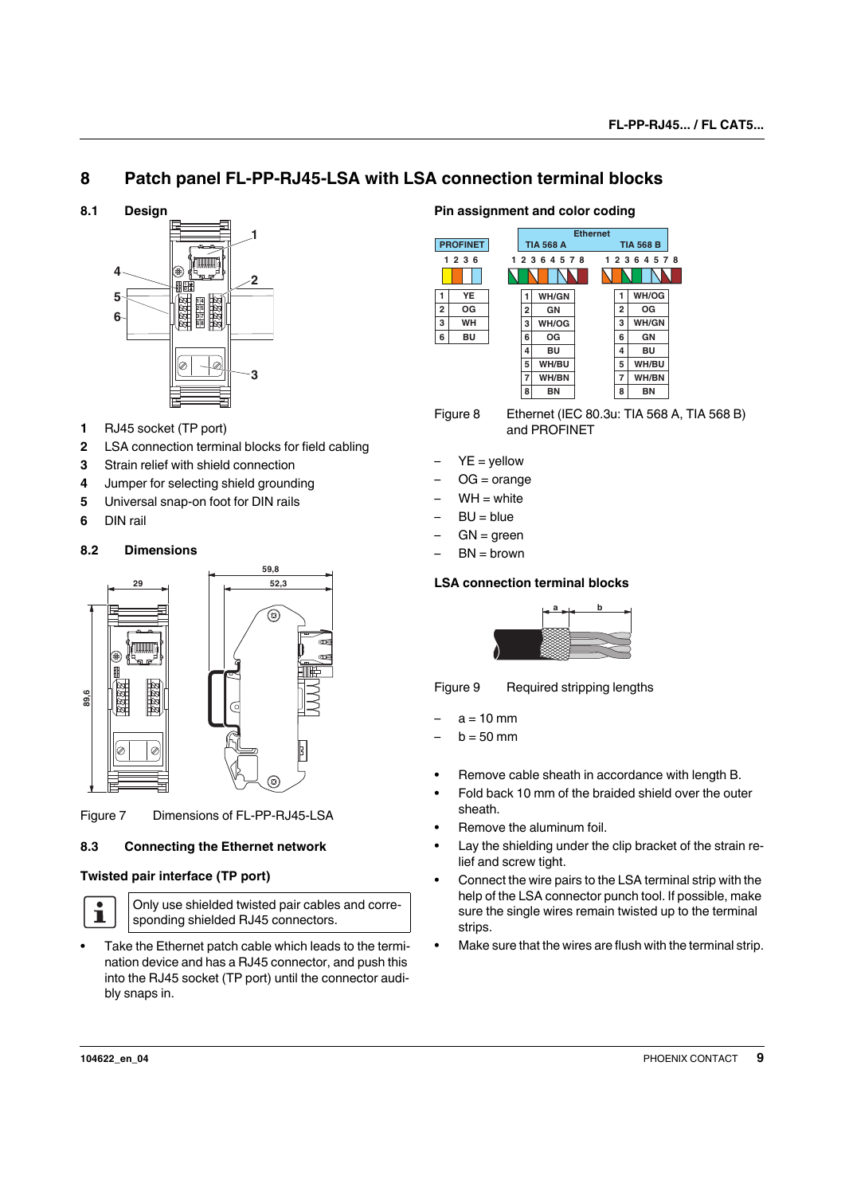# 8 Patch panel FL-PP-RJ45-LSA with LSA connection terminal blocks

## 8.1 Design

1. RJ45 socket (TP port)
2. LSA connection terminal blocks for field cabling
3. Strain relief with shield connection
4. Jumper for selecting shield grounding
5. Universal snap-on foot for DIN rails
6. DIN rail

## 8.2 Dimensions

Figure 7 Dimensions of FL-PP-RJ45-LSA

## 8.3 Connecting the Ethernet network

### Twisted pair interface (TP port)

Only use shielded twisted pair cables and corresponding shielded RJ45 connectors.

- Take the Ethernet patch cable which leads to the termination device and has a RJ45 connector, and push this into the RJ45 socket (TP port) until the connector audibly snaps in.

### Pin assignment and color coding

**PROFINET**

| Pin | Color |
|---|---|
| 1 | YE |
| 2 | OG |
| 3 | WH |
| 6 | BU |

**Ethernet**

| Pin | TIA 568 A | Pin | TIA 568 B |
|---|---|---|---|
| 1 | WH/GN | 1 | WH/OG |
| 2 | GN | 2 | OG |
| 3 | WH/OG | 3 | WH/GN |
| 6 | OG | 6 | GN |
| 4 | BU | 4 | BU |
| 5 | WH/BU | 5 | WH/BU |
| 7 | WH/BN | 7 | WH/BN |
| 8 | BN | 8 | BN |

Figure 8 Ethernet (IEC 80.3u: TIA 568 A, TIA 568 B) and PROFINET

- YE = yellow
- OG = orange
- WH = white
- BU = blue
- GN = green
- BN = brown

### LSA connection terminal blocks

Figure 9 Required stripping lengths

- a = 10 mm
- b = 50 mm

- Remove cable sheath in accordance with length B.
- Fold back 10 mm of the braided shield over the outer sheath.
- Remove the aluminum foil.
- Lay the shielding under the clip bracket of the strain relief and screw tight.
- Connect the wire pairs to the LSA terminal strip with the help of the LSA connector punch tool. If possible, make sure the single wires remain twisted up to the terminal strips.
- Make sure that the wires are flush with the terminal strip.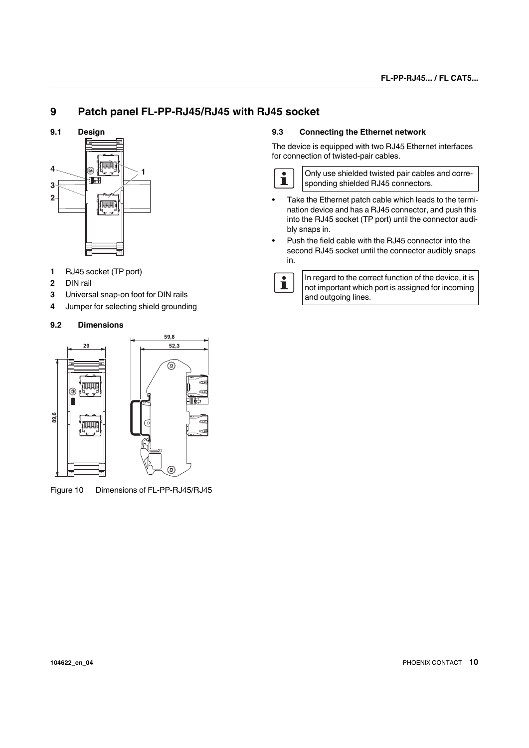## 9 Patch panel FL-PP-RJ45/RJ45 with RJ45 socket

### 9.1 Design

1. RJ45 socket (TP port)
2. DIN rail
3. Universal snap-on foot for DIN rails
4. Jumper for selecting shield grounding

### 9.2 Dimensions

Figure 10 Dimensions of FL-PP-RJ45/RJ45

### 9.3 Connecting the Ethernet network

The device is equipped with two RJ45 Ethernet interfaces for connection of twisted-pair cables.

> Only use shielded twisted pair cables and corresponding shielded RJ45 connectors.

- Take the Ethernet patch cable which leads to the termination device and has a RJ45 connector, and push this into the RJ45 socket (TP port) until the connector audibly snaps in.
- Push the field cable with the RJ45 connector into the second RJ45 socket until the connector audibly snaps in.

> In regard to the correct function of the device, it is not important which port is assigned for incoming and outgoing lines.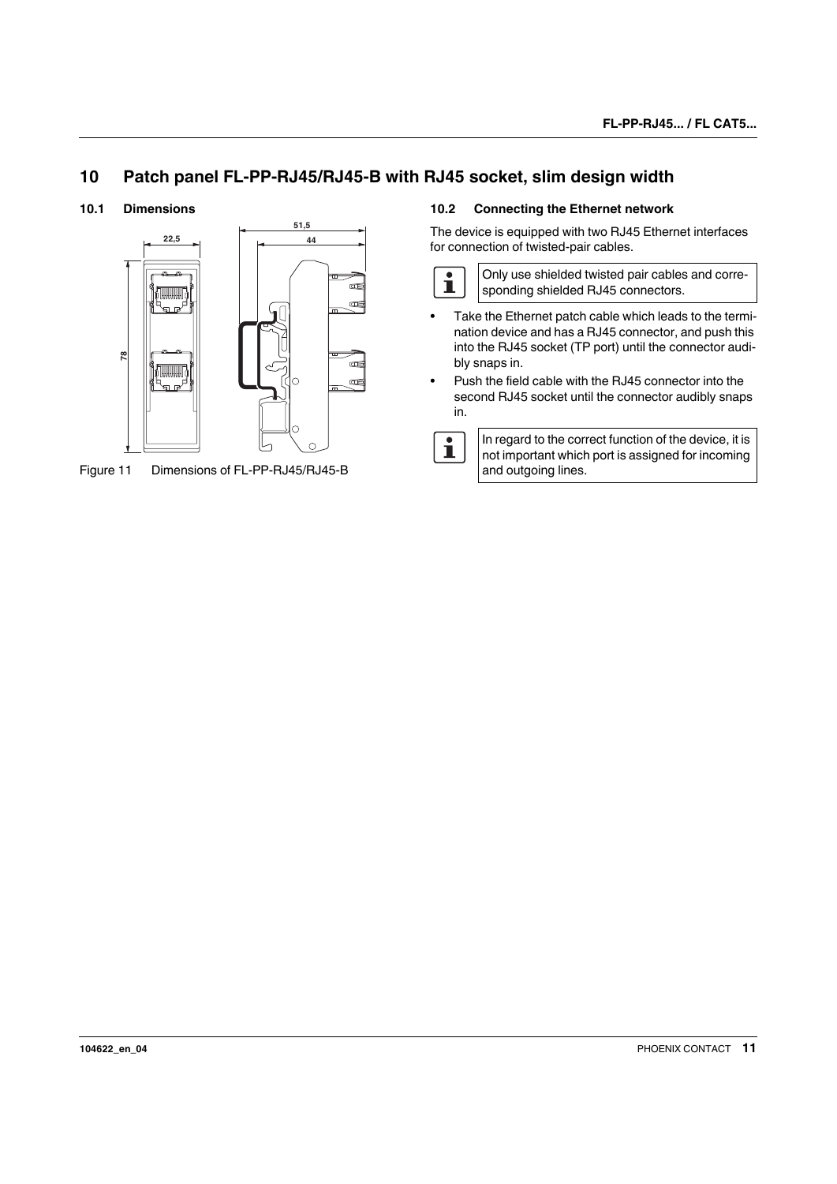# 10 Patch panel FL-PP-RJ45/RJ45-B with RJ45 socket, slim design width

## 10.1 Dimensions

Figure 11 Dimensions of FL-PP-RJ45/RJ45-B

## 10.2 Connecting the Ethernet network

The device is equipped with two RJ45 Ethernet interfaces for connection of twisted-pair cables.

Only use shielded twisted pair cables and corresponding shielded RJ45 connectors.

- Take the Ethernet patch cable which leads to the termination device and has a RJ45 connector, and push this into the RJ45 socket (TP port) until the connector audibly snaps in.
- Push the field cable with the RJ45 connector into the second RJ45 socket until the connector audibly snaps in.

In regard to the correct function of the device, it is not important which port is assigned for incoming and outgoing lines.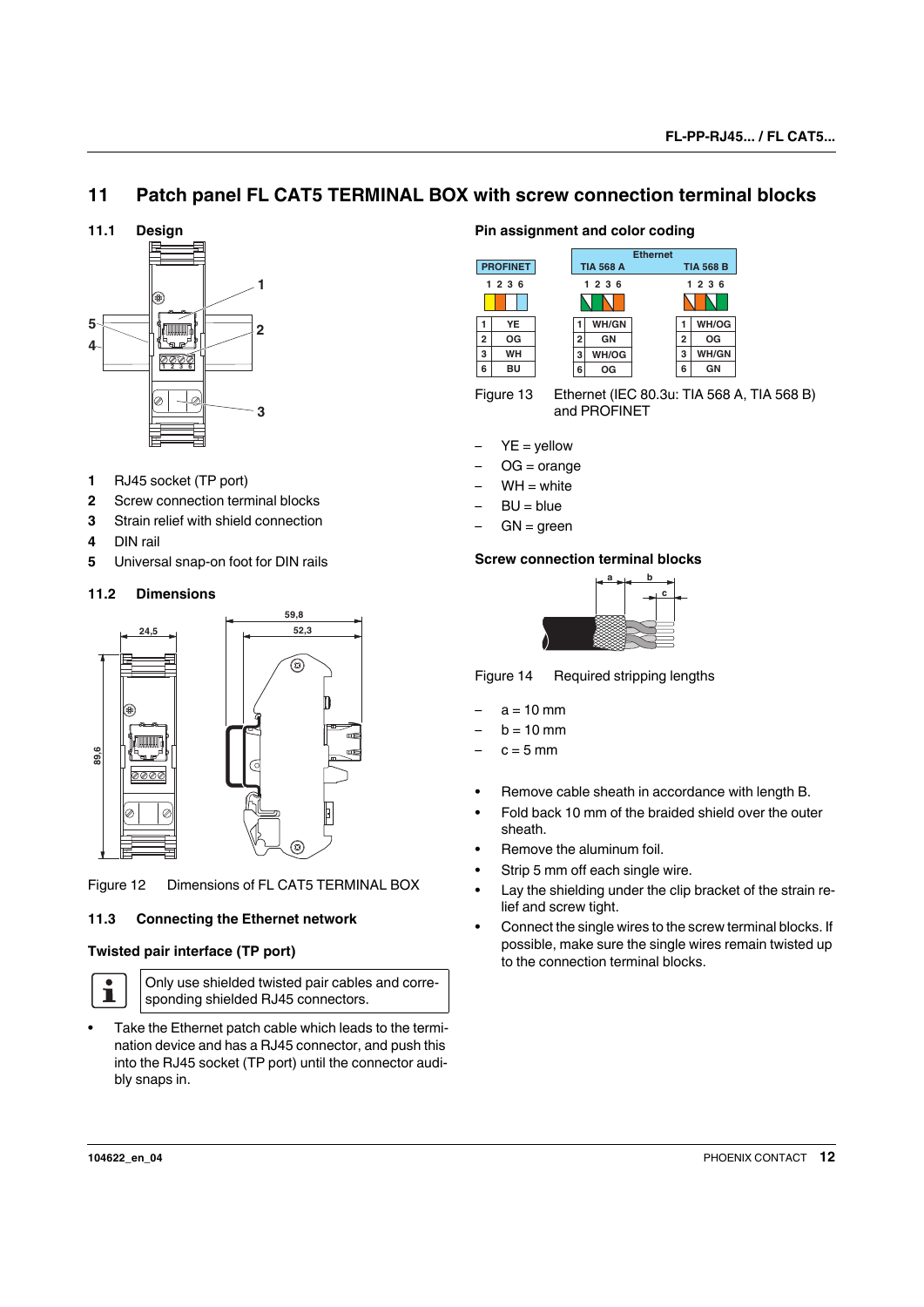# 11 Patch panel FL CAT5 TERMINAL BOX with screw connection terminal blocks

## 11.1 Design

**1** RJ45 socket (TP port)
**2** Screw connection terminal blocks
**3** Strain relief with shield connection
**4** DIN rail
**5** Universal snap-on foot for DIN rails

## 11.2 Dimensions

Figure 12 Dimensions of FL CAT5 TERMINAL BOX

## 11.3 Connecting the Ethernet network

### Twisted pair interface (TP port)

Only use shielded twisted pair cables and corresponding shielded RJ45 connectors.

- Take the Ethernet patch cable which leads to the termination device and has a RJ45 connector, and push this into the RJ45 socket (TP port) until the connector audibly snaps in.

### Pin assignment and color coding

| PROFINET | | Ethernet TIA 568 A | | Ethernet TIA 568 B | |
|---|---|---|---|---|---|
| 1 | YE | 1 | WH/GN | 1 | WH/OG |
| 2 | OG | 2 | GN | 2 | OG |
| 3 | WH | 3 | WH/OG | 3 | WH/GN |
| 6 | BU | 6 | OG | 6 | GN |

Figure 13 Ethernet (IEC 80.3u: TIA 568 A, TIA 568 B) and PROFINET

- YE = yellow
- OG = orange
- WH = white
- BU = blue
- GN = green

### Screw connection terminal blocks

Figure 14 Required stripping lengths

- a = 10 mm
- b = 10 mm
- c = 5 mm

- Remove cable sheath in accordance with length B.
- Fold back 10 mm of the braided shield over the outer sheath.
- Remove the aluminum foil.
- Strip 5 mm off each single wire.
- Lay the shielding under the clip bracket of the strain relief and screw tight.
- Connect the single wires to the screw terminal blocks. If possible, make sure the single wires remain twisted up to the connection terminal blocks.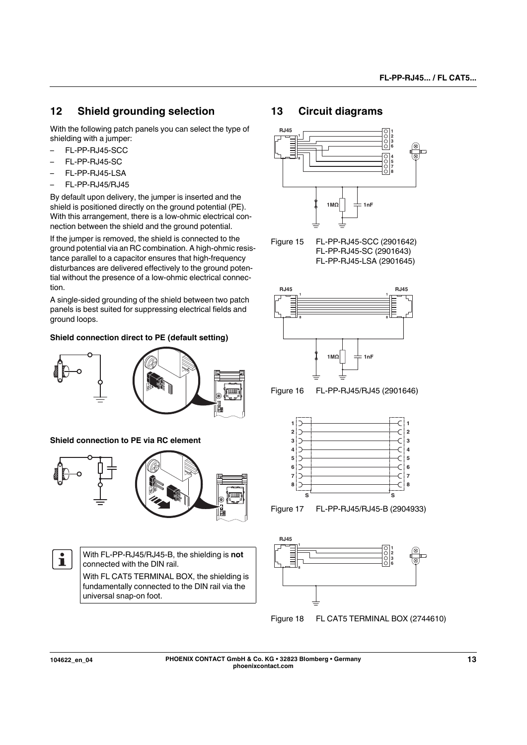## 12 Shield grounding selection

With the following patch panels you can select the type of shielding with a jumper:

- FL-PP-RJ45-SCC
- FL-PP-RJ45-SC
- FL-PP-RJ45-LSA
- FL-PP-RJ45/RJ45

By default upon delivery, the jumper is inserted and the shield is positioned directly on the ground potential (PE). With this arrangement, there is a low-ohmic electrical connection between the shield and the ground potential.

If the jumper is removed, the shield is connected to the ground potential via an RC combination. A high-ohmic resistance parallel to a capacitor ensures that high-frequency disturbances are delivered effectively to the ground potential without the presence of a low-ohmic electrical connection.

A single-sided grounding of the shield between two patch panels is best suited for suppressing electrical fields and ground loops.

**Shield connection direct to PE (default setting)**

**Shield connection to PE via RC element**

With FL-PP-RJ45/RJ45-B, the shielding is **not** connected with the DIN rail.

With FL CAT5 TERMINAL BOX, the shielding is fundamentally connected to the DIN rail via the universal snap-on foot.

## 13 Circuit diagrams

RJ45
1
8
1
2
3
6
4
5
7
8
1MΩ
1nF

Figure 15 FL-PP-RJ45-SCC (2901642)
FL-PP-RJ45-SC (2901643)
FL-PP-RJ45-LSA (2901645)

RJ45
RJ45
1
8
1
8
1MΩ
1nF

Figure 16 FL-PP-RJ45/RJ45 (2901646)

1
2
3
4
5
6
7
8
S
S

Figure 17 FL-PP-RJ45/RJ45-B (2904933)

RJ45
1
8
1
2
3
6

Figure 18 FL CAT5 TERMINAL BOX (2744610)